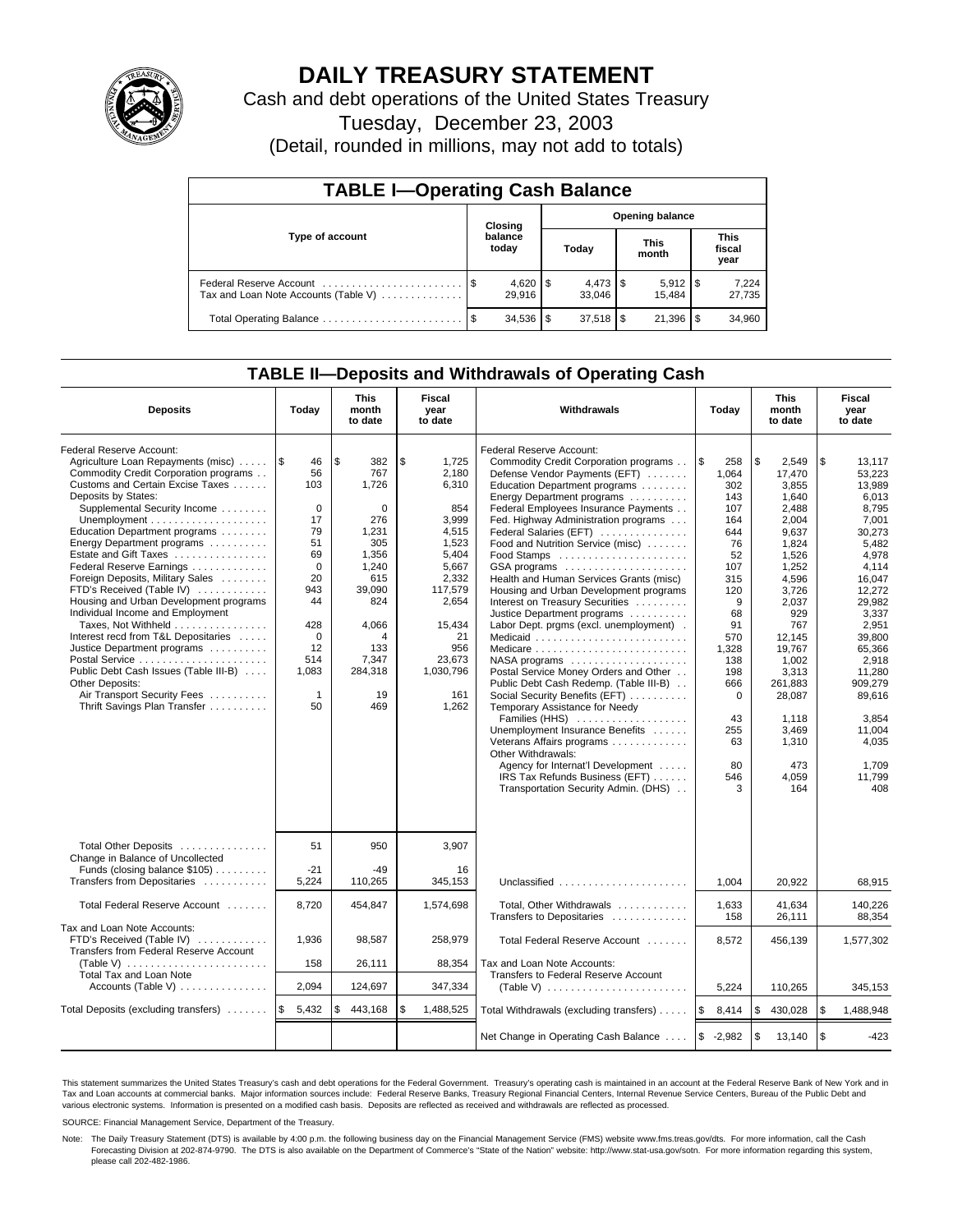# DAILY TREASURY STATEMENT

Cash and debt operations of the United States Treasury

Tuesday, December 23, 2003

(Detail, rounded in millions, may not add to totals)

## TABLE I—Operating Cash Balance

| Type of account | Closing balance today | Opening balance Today | Opening balance This month | Opening balance This fiscal year |
|---|---|---|---|---|
| Federal Reserve Account | $ 4,620 | $ 4,473 | $ 5,912 | $ 7,224 |
| Tax and Loan Note Accounts (Table V) | 29,916 | 33,046 | 15,484 | 27,735 |
| Total Operating Balance | $ 34,536 | $ 37,518 | $ 21,396 | $ 34,960 |

## TABLE II—Deposits and Withdrawals of Operating Cash

| Deposits | Today | This month to date | Fiscal year to date | Withdrawals | Today | This month to date | Fiscal year to date |
|---|---|---|---|---|---|---|---|
| Federal Reserve Account: | | | | Federal Reserve Account: | | | |
| Agriculture Loan Repayments (misc) | $ 46 | $ 382 | $ 1,725 | Commodity Credit Corporation programs | $ 258 | $ 2,549 | $ 13,117 |
| Commodity Credit Corporation programs | 56 | 767 | 2,180 | Defense Vendor Payments (EFT) | 1,064 | 17,470 | 53,223 |
| Customs and Certain Excise Taxes | 103 | 1,726 | 6,310 | Education Department programs | 302 | 3,855 | 13,989 |
| Deposits by States: | | | | Energy Department programs | 143 | 1,640 | 6,013 |
| Supplemental Security Income | 0 | 0 | 854 | Federal Employees Insurance Payments | 107 | 2,488 | 8,795 |
| Unemployment | 17 | 276 | 3,999 | Fed. Highway Administration programs | 164 | 2,004 | 7,001 |
| Education Department programs | 79 | 1,231 | 4,515 | Federal Salaries (EFT) | 644 | 9,637 | 30,273 |
| Energy Department programs | 51 | 305 | 1,523 | Food and Nutrition Service (misc) | 76 | 1,824 | 5,482 |
| Estate and Gift Taxes | 69 | 1,356 | 5,404 | Food Stamps | 52 | 1,526 | 4,978 |
| Federal Reserve Earnings | 0 | 1,240 | 5,667 | GSA programs | 107 | 1,252 | 4,114 |
| Foreign Deposits, Military Sales | 20 | 615 | 2,332 | Health and Human Services Grants (misc) | 315 | 4,596 | 16,047 |
| FTD's Received (Table IV) | 943 | 39,090 | 117,579 | Housing and Urban Development programs | 120 | 3,726 | 12,272 |
| Housing and Urban Development programs | 44 | 824 | 2,654 | Interest on Treasury Securities | 9 | 2,037 | 29,982 |
| Individual Income and Employment | | | | Justice Department programs | 68 | 929 | 3,337 |
| Taxes, Not Withheld | 428 | 4,066 | 15,434 | Labor Dept. prgms (excl. unemployment) | 91 | 767 | 2,951 |
| Interest recd from T&L Depositaries | 0 | 4 | 21 | Medicaid | 570 | 12,145 | 39,800 |
| Justice Department programs | 12 | 133 | 956 | Medicare | 1,328 | 19,767 | 65,366 |
| Postal Service | 514 | 7,347 | 23,673 | NASA programs | 138 | 1,002 | 2,918 |
| Public Debt Cash Issues (Table III-B) | 1,083 | 284,318 | 1,030,796 | Postal Service Money Orders and Other | 198 | 3,313 | 11,280 |
| Other Deposits: | | | | Public Debt Cash Redemp. (Table III-B) | 666 | 261,883 | 909,279 |
| Air Transport Security Fees | 1 | 19 | 161 | Social Security Benefits (EFT) | 0 | 28,087 | 89,616 |
| Thrift Savings Plan Transfer | 50 | 469 | 1,262 | Temporary Assistance for Needy | | | |
| | | | | Families (HHS) | 43 | 1,118 | 3,854 |
| | | | | Unemployment Insurance Benefits | 255 | 3,469 | 11,004 |
| | | | | Veterans Affairs programs | 63 | 1,310 | 4,035 |
| | | | | Other Withdrawals: | | | |
| | | | | Agency for Internat'l Development | 80 | 473 | 1,709 |
| | | | | IRS Tax Refunds Business (EFT) | 546 | 4,059 | 11,799 |
| | | | | Transportation Security Admin. (DHS) | 3 | 164 | 408 |
| Total Other Deposits | 51 | 950 | 3,907 | | | | |
| Change in Balance of Uncollected | | | | | | | |
| Funds (closing balance $105) | -21 | -49 | 16 | | | | |
| Transfers from Depositaries | 5,224 | 110,265 | 345,153 | Unclassified | 1,004 | 20,922 | 68,915 |
| Total Federal Reserve Account | 8,720 | 454,847 | 1,574,698 | Total, Other Withdrawals | 1,633 | 41,634 | 140,226 |
| | | | | Transfers to Depositaries | 158 | 26,111 | 88,354 |
| Tax and Loan Note Accounts: | | | | | | | |
| FTD's Received (Table IV) | 1,936 | 98,587 | 258,979 | Total Federal Reserve Account | 8,572 | 456,139 | 1,577,302 |
| Transfers from Federal Reserve Account (Table V) | 158 | 26,111 | 88,354 | Tax and Loan Note Accounts: | | | |
| Total Tax and Loan Note Accounts (Table V) | 2,094 | 124,697 | 347,334 | Transfers to Federal Reserve Account (Table V) | 5,224 | 110,265 | 345,153 |
| Total Deposits (excluding transfers) | $ 5,432 | $ 443,168 | $ 1,488,525 | Total Withdrawals (excluding transfers) | $ 8,414 | $ 430,028 | $ 1,488,948 |
| | | | | Net Change in Operating Cash Balance | $ -2,982 | $ 13,140 | $ -423 |

This statement summarizes the United States Treasury's cash and debt operations for the Federal Government. Treasury's operating cash is maintained in an account at the Federal Reserve Bank of New York and in Tax and Loan accounts at commercial banks. Major information sources include: Federal Reserve Banks, Treasury Regional Financial Centers, Internal Revenue Service Centers, Bureau of the Public Debt and various electronic systems. Information is presented on a modified cash basis. Deposits are reflected as received and withdrawals are reflected as processed.

SOURCE: Financial Management Service, Department of the Treasury.

Note: The Daily Treasury Statement (DTS) is available by 4:00 p.m. the following business day on the Financial Management Service (FMS) website www.fms.treas.gov/dts. For more information, call the Cash Forecasting Division at 202-874-9790. The DTS is also available on the Department of Commerce's "State of the Nation" website: http://www.stat-usa.gov/sotn. For more information regarding this system, please call 202-482-1986.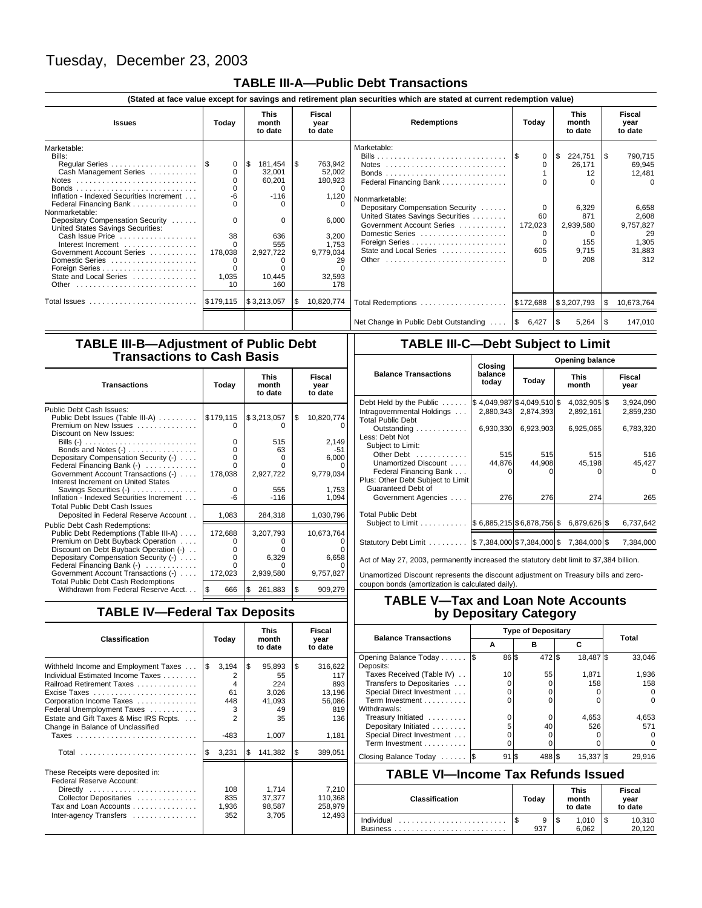# Tuesday, December 23, 2003

## TABLE III-A—Public Debt Transactions

(Stated at face value except for savings and retirement plan securities which are stated at current redemption value)

| Issues | Today | This month to date | Fiscal year to date | Redemptions | Today | This month to date | Fiscal year to date |
|---|---|---|---|---|---|---|---|
| Marketable: | | | | Marketable: | | | |
| Bills: | | | | Bills | $ 0 | $ 224,751 | $ 790,715 |
| Regular Series | $ 0 | $ 181,454 | $ 763,942 | Notes | 0 | 26,171 | 69,945 |
| Cash Management Series | 0 | 32,001 | 52,002 | Bonds | 1 | 12 | 12,481 |
| Notes | 0 | 60,201 | 180,923 | Federal Financing Bank | 0 | 0 | 0 |
| Bonds | 0 | 0 | 0 | | | | |
| Inflation - Indexed Securities Increment | -6 | -116 | 1,120 | Nonmarketable: | | | |
| Federal Financing Bank | 0 | 0 | 0 | Depositary Compensation Security | 0 | 6,329 | 6,658 |
| Nonmarketable: | | | | United States Savings Securities | 60 | 871 | 2,608 |
| Depositary Compensation Security | 0 | 0 | 6,000 | Government Account Series | 172,023 | 2,939,580 | 9,757,827 |
| United States Savings Securities: | | | | Domestic Series | 0 | 0 | 29 |
| Cash Issue Price | 38 | 636 | 3,200 | Foreign Series | 0 | 155 | 1,305 |
| Interest Increment | 0 | 555 | 1,753 | State and Local Series | 605 | 9,715 | 31,883 |
| Government Account Series | 178,038 | 2,927,722 | 9,779,034 | Other | 0 | 208 | 312 |
| Domestic Series | 0 | 0 | 29 | | | | |
| Foreign Series | 0 | 0 | 0 | | | | |
| State and Local Series | 1,035 | 10,445 | 32,593 | | | | |
| Other | 10 | 160 | 178 | | | | |
| Total Issues | $179,115 | $3,213,057 | $ 10,820,774 | Total Redemptions | $172,688 | $3,207,793 | $ 10,673,764 |
| | | | | Net Change in Public Debt Outstanding | $ 6,427 | $ 5,264 | $ 147,010 |

## TABLE III-B—Adjustment of Public Debt Transactions to Cash Basis

| Transactions | Today | This month to date | Fiscal year to date |
|---|---|---|---|
| Public Debt Cash Issues: | | | |
| Public Debt Issues (Table III-A) | $179,115 | $3,213,057 | $ 10,820,774 |
| Premium on New Issues | 0 | 0 | 0 |
| Discount on New Issues: | | | |
| Bills (-) | 0 | 515 | 2,149 |
| Bonds and Notes (-) | 0 | 63 | -51 |
| Depositary Compensation Security (-) | 0 | 0 | 6,000 |
| Federal Financing Bank (-) | 0 | 0 | 0 |
| Government Account Transactions (-) | 178,038 | 2,927,722 | 9,779,034 |
| Interest Increment on United States Savings Securities (-) | 0 | 555 | 1,753 |
| Inflation - Indexed Securities Increment | -6 | -116 | 1,094 |
| Total Public Debt Cash Issues Deposited in Federal Reserve Account | 1,083 | 284,318 | 1,030,796 |
| Public Debt Cash Redemptions: | | | |
| Public Debt Redemptions (Table III-A) | 172,688 | 3,207,793 | 10,673,764 |
| Premium on Debt Buyback Operation | 0 | 0 | 0 |
| Discount on Debt Buyback Operation (-) | 0 | 0 | 0 |
| Depositary Compensation Security (-) | 0 | 6,329 | 6,658 |
| Federal Financing Bank (-) | 0 | 0 | 0 |
| Government Account Transactions (-) | 172,023 | 2,939,580 | 9,757,827 |
| Total Public Debt Cash Redemptions Withdrawn from Federal Reserve Acct. | $ 666 | $ 261,883 | $ 909,279 |

## TABLE III-C—Debt Subject to Limit

| Balance Transactions | Closing balance today | Opening balance Today | Opening balance This month | Opening balance Fiscal year |
|---|---|---|---|---|
| Debt Held by the Public | $ 4,049,987 | $ 4,049,510 | $ 4,032,905 | $ 3,924,090 |
| Intragovernmental Holdings | 2,880,343 | 2,874,393 | 2,892,161 | 2,859,230 |
| Total Public Debt Outstanding | 6,930,330 | 6,923,903 | 6,925,065 | 6,783,320 |
| Less: Debt Not Subject to Limit: | | | | |
| Other Debt | 515 | 515 | 515 | 516 |
| Unamortized Discount | 44,876 | 44,908 | 45,198 | 45,427 |
| Federal Financing Bank | 0 | 0 | 0 | 0 |
| Plus: Other Debt Subject to Limit Guaranteed Debt of Government Agencies | 276 | 276 | 274 | 265 |
| Total Public Debt Subject to Limit | $ 6,885,215 | $ 6,878,756 | $ 6,879,626 | $ 6,737,642 |
| Statutory Debt Limit | $ 7,384,000 | $ 7,384,000 | $ 7,384,000 | $ 7,384,000 |

Act of May 27, 2003, permanently increased the statutory debt limit to $7,384 billion.

Unamortized Discount represents the discount adjustment on Treasury bills and zero-coupon bonds (amortization is calculated daily).

## TABLE IV—Federal Tax Deposits

| Classification | Today | This month to date | Fiscal year to date |
|---|---|---|---|
| Withheld Income and Employment Taxes | $ 3,194 | $ 95,893 | $ 316,622 |
| Individual Estimated Income Taxes | 2 | 55 | 117 |
| Railroad Retirement Taxes | 4 | 224 | 893 |
| Excise Taxes | 61 | 3,026 | 13,196 |
| Corporation Income Taxes | 448 | 41,093 | 56,086 |
| Federal Unemployment Taxes | 3 | 49 | 819 |
| Estate and Gift Taxes & Misc IRS Rcpts. | 2 | 35 | 136 |
| Change in Balance of Unclassified Taxes | -483 | 1,007 | 1,181 |
| Total | $ 3,231 | $ 141,382 | $ 389,051 |
| These Receipts were deposited in: | | | |
| Federal Reserve Account: | | | |
| Directly | 108 | 1,714 | 7,210 |
| Collector Depositaries | 835 | 37,377 | 110,368 |
| Tax and Loan Accounts | 1,936 | 98,587 | 258,979 |
| Inter-agency Transfers | 352 | 3,705 | 12,493 |

## TABLE V—Tax and Loan Note Accounts by Depositary Category

| Balance Transactions | Type of Depositary A | Type of Depositary B | Type of Depositary C | Total |
|---|---|---|---|---|
| Opening Balance Today | $ 86 | $ 472 | $ 18,487 | $ 33,046 |
| Deposits: | | | | |
| Taxes Received (Table IV) | 10 | 55 | 1,871 | 1,936 |
| Transfers to Depositaries | 0 | 0 | 158 | 158 |
| Special Direct Investment | 0 | 0 | 0 | 0 |
| Term Investment | 0 | 0 | 0 | 0 |
| Withdrawals: | | | | |
| Treasury Initiated | 0 | 0 | 4,653 | 4,653 |
| Depositary Initiated | 5 | 40 | 526 | 571 |
| Special Direct Investment | 0 | 0 | 0 | 0 |
| Term Investment | 0 | 0 | 0 | 0 |
| Closing Balance Today | $ 91 | $ 488 | $ 15,337 | $ 29,916 |

## TABLE VI—Income Tax Refunds Issued

| Classification | Today | This month to date | Fiscal year to date |
|---|---|---|---|
| Individual | $ 9 | $ 1,010 | $ 10,310 |
| Business | 937 | 6,062 | 20,120 |